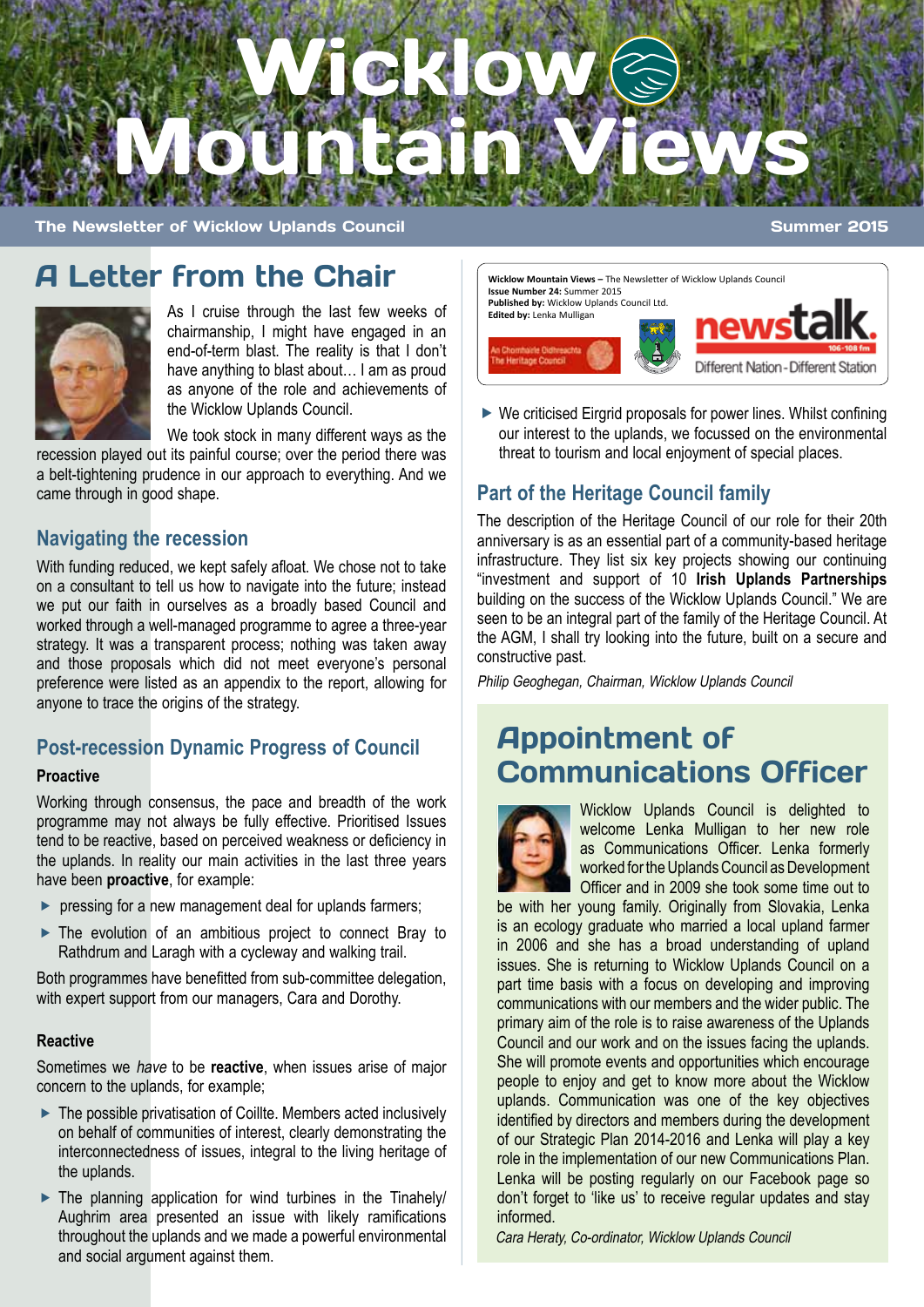# Wicklow Mountain Views

The Newsletter of Wicklow Uplands Council

Summer 2015

## A Letter from the Chair

As I cruise through the last few weeks of chairmanship, I might have engaged in an end-of-term blast. The reality is that I don't have anything to blast about… I am as proud as anyone of the role and achievements of the Wicklow Uplands Council.

We took stock in many different ways as the recession played out its painful course; over the period there was a belt-tightening prudence in our approach to everything. And we came through in good shape.

### Navigating the recession

With funding reduced, we kept safely afloat. We chose not to take on a consultant to tell us how to navigate into the future; instead we put our faith in ourselves as a broadly based Council and worked through a well-managed programme to agree a three-year strategy. It was a transparent process; nothing was taken away and those proposals which did not meet everyone's personal preference were listed as an appendix to the report, allowing for anyone to trace the origins of the strategy.

### Post-recession Dynamic Progress of Council

**Proactive**

Working through consensus, the pace and breadth of the work programme may not always be fully effective. Prioritised Issues tend to be reactive, based on perceived weakness or deficiency in the uplands. In reality our main activities in the last three years have been **proactive**, for example:

- pressing for a new management deal for uplands farmers;
- The evolution of an ambitious project to connect Bray to Rathdrum and Laragh with a cycleway and walking trail.

Both programmes have benefitted from sub-committee delegation, with expert support from our managers, Cara and Dorothy.

**Reactive**

Sometimes we *have* to be **reactive**, when issues arise of major concern to the uplands, for example;

- The possible privatisation of Coillte. Members acted inclusively on behalf of communities of interest, clearly demonstrating the interconnectedness of issues, integral to the living heritage of the uplands.
- The planning application for wind turbines in the Tinahely/ Aughrim area presented an issue with likely ramifications throughout the uplands and we made a powerful environmental and social argument against them.
- We criticised Eirgrid proposals for power lines. Whilst confining our interest to the uplands, we focussed on the environmental threat to tourism and local enjoyment of special places.

### Part of the Heritage Council family

The description of the Heritage Council of our role for their 20th anniversary is as an essential part of a community-based heritage infrastructure. They list six key projects showing our continuing "investment and support of 10 **Irish Uplands Partnerships** building on the success of the Wicklow Uplands Council." We are seen to be an integral part of the family of the Heritage Council. At the AGM, I shall try looking into the future, built on a secure and constructive past.

*Philip Geoghegan, Chairman, Wicklow Uplands Council*

**Wicklow Mountain Views** – The Newsletter of Wicklow Uplands Council
**Issue Number 24:** Summer 2015
**Published by:** Wicklow Uplands Council Ltd.
**Edited by:** Lenka Mulligan

An Chomhairle Oidhreachta The Heritage Council

newstalk 106-108 fm Different Nation - Different Station

## Appointment of Communications Officer

Wicklow Uplands Council is delighted to welcome Lenka Mulligan to her new role as Communications Officer. Lenka formerly worked for the Uplands Council as Development Officer and in 2009 she took some time out to be with her young family. Originally from Slovakia, Lenka is an ecology graduate who married a local upland farmer in 2006 and she has a broad understanding of upland issues. She is returning to Wicklow Uplands Council on a part time basis with a focus on developing and improving communications with our members and the wider public. The primary aim of the role is to raise awareness of the Uplands Council and our work and on the issues facing the uplands. She will promote events and opportunities which encourage people to enjoy and get to know more about the Wicklow uplands. Communication was one of the key objectives identified by directors and members during the development of our Strategic Plan 2014-2016 and Lenka will play a key role in the implementation of our new Communications Plan. Lenka will be posting regularly on our Facebook page so don't forget to 'like us' to receive regular updates and stay informed.

*Cara Heraty, Co-ordinator, Wicklow Uplands Council*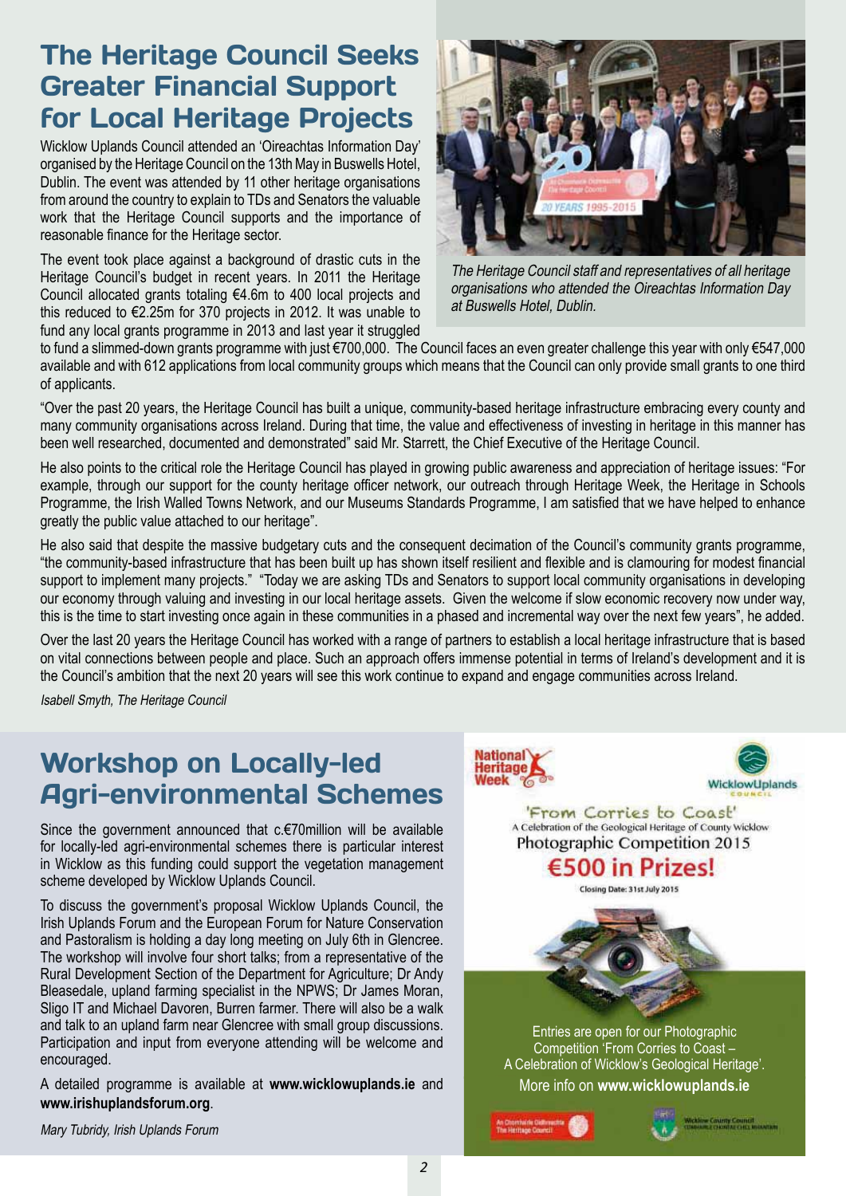# The Heritage Council Seeks Greater Financial Support for Local Heritage Projects

Wicklow Uplands Council attended an 'Oireachtas Information Day' organised by the Heritage Council on the 13th May in Buswells Hotel, Dublin. The event was attended by 11 other heritage organisations from around the country to explain to TDs and Senators the valuable work that the Heritage Council supports and the importance of reasonable finance for the Heritage sector.

*The Heritage Council staff and representatives of all heritage organisations who attended the Oireachtas Information Day at Buswells Hotel, Dublin.*

The event took place against a background of drastic cuts in the Heritage Council's budget in recent years. In 2011 the Heritage Council allocated grants totaling €4.6m to 400 local projects and this reduced to €2.25m for 370 projects in 2012. It was unable to fund any local grants programme in 2013 and last year it struggled to fund a slimmed-down grants programme with just €700,000. The Council faces an even greater challenge this year with only €547,000 available and with 612 applications from local community groups which means that the Council can only provide small grants to one third of applicants.

"Over the past 20 years, the Heritage Council has built a unique, community-based heritage infrastructure embracing every county and many community organisations across Ireland. During that time, the value and effectiveness of investing in heritage in this manner has been well researched, documented and demonstrated" said Mr. Starrett, the Chief Executive of the Heritage Council.

He also points to the critical role the Heritage Council has played in growing public awareness and appreciation of heritage issues: "For example, through our support for the county heritage officer network, our outreach through Heritage Week, the Heritage in Schools Programme, the Irish Walled Towns Network, and our Museums Standards Programme, I am satisfied that we have helped to enhance greatly the public value attached to our heritage".

He also said that despite the massive budgetary cuts and the consequent decimation of the Council's community grants programme, "the community-based infrastructure that has been built up has shown itself resilient and flexible and is clamouring for modest financial support to implement many projects." "Today we are asking TDs and Senators to support local community organisations in developing our economy through valuing and investing in our local heritage assets. Given the welcome if slow economic recovery now under way, this is the time to start investing once again in these communities in a phased and incremental way over the next few years", he added.

Over the last 20 years the Heritage Council has worked with a range of partners to establish a local heritage infrastructure that is based on vital connections between people and place. Such an approach offers immense potential in terms of Ireland's development and it is the Council's ambition that the next 20 years will see this work continue to expand and engage communities across Ireland.

*Isabell Smyth, The Heritage Council*

# Workshop on Locally-led Agri-environmental Schemes

Since the government announced that c.€70million will be available for locally-led agri-environmental schemes there is particular interest in Wicklow as this funding could support the vegetation management scheme developed by Wicklow Uplands Council.

To discuss the government's proposal Wicklow Uplands Council, the Irish Uplands Forum and the European Forum for Nature Conservation and Pastoralism is holding a day long meeting on July 6th in Glencree. The workshop will involve four short talks; from a representative of the Rural Development Section of the Department for Agriculture; Dr Andy Bleasedale, upland farming specialist in the NPWS; Dr James Moran, Sligo IT and Michael Davoren, Burren farmer. There will also be a walk and talk to an upland farm near Glencree with small group discussions. Participation and input from everyone attending will be welcome and encouraged.

A detailed programme is available at **www.wicklowuplands.ie** and **www.irishuplandsforum.org**.

*Mary Tubridy, Irish Uplands Forum*

National Heritage Week

WicklowUplands Council

'From Corries to Coast'
A Celebration of the Geological Heritage of County Wicklow
Photographic Competition 2015

**€500 in Prizes!**

Closing Date: 31st July 2015

Entries are open for our Photographic Competition 'From Corries to Coast – A Celebration of Wicklow's Geological Heritage'.

More info on **www.wicklowuplands.ie**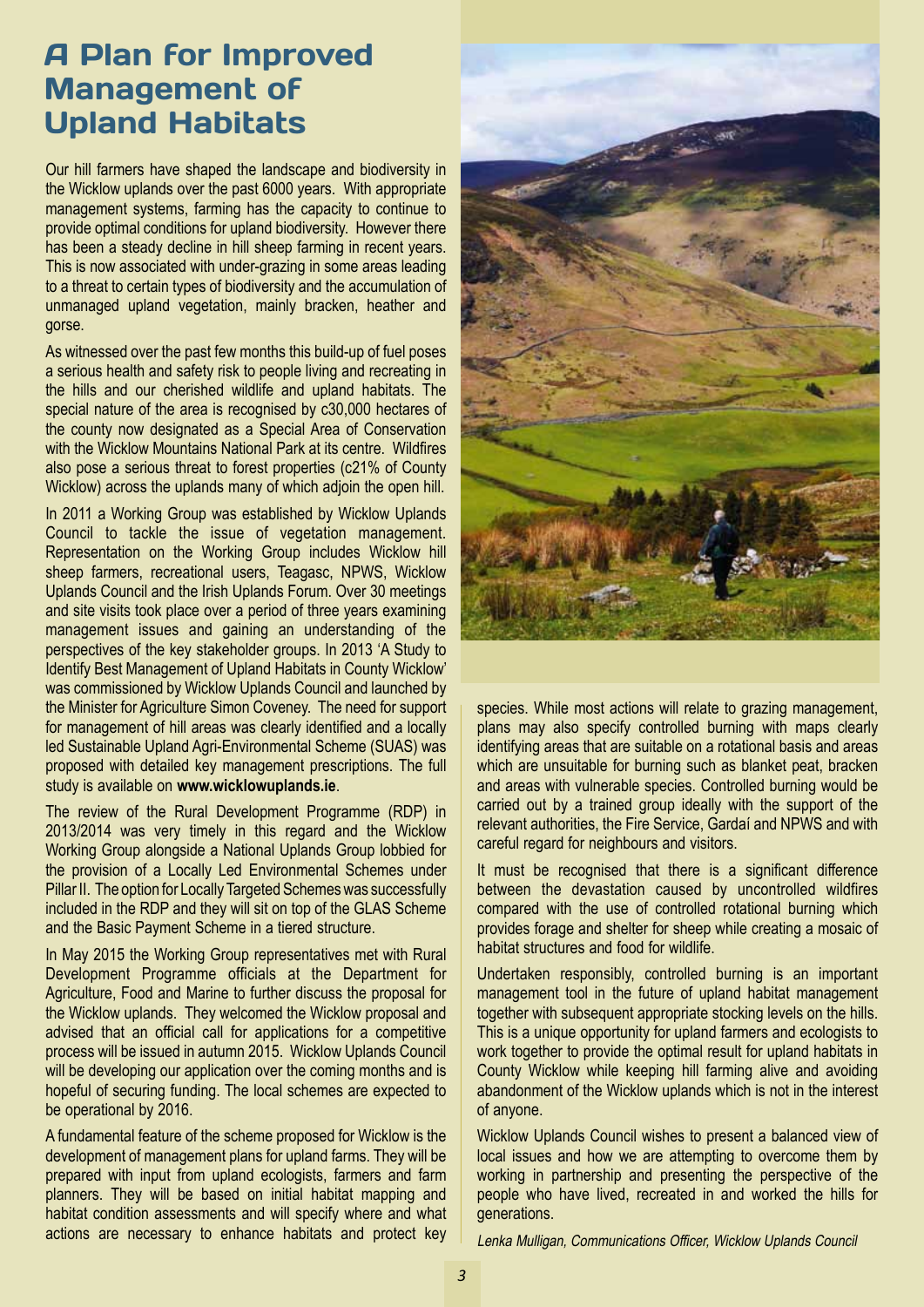# A Plan for Improved Management of Upland Habitats

Our hill farmers have shaped the landscape and biodiversity in the Wicklow uplands over the past 6000 years. With appropriate management systems, farming has the capacity to continue to provide optimal conditions for upland biodiversity. However there has been a steady decline in hill sheep farming in recent years. This is now associated with under-grazing in some areas leading to a threat to certain types of biodiversity and the accumulation of unmanaged upland vegetation, mainly bracken, heather and gorse.

As witnessed over the past few months this build-up of fuel poses a serious health and safety risk to people living and recreating in the hills and our cherished wildlife and upland habitats. The special nature of the area is recognised by c30,000 hectares of the county now designated as a Special Area of Conservation with the Wicklow Mountains National Park at its centre. Wildfires also pose a serious threat to forest properties (c21% of County Wicklow) across the uplands many of which adjoin the open hill.

In 2011 a Working Group was established by Wicklow Uplands Council to tackle the issue of vegetation management. Representation on the Working Group includes Wicklow hill sheep farmers, recreational users, Teagasc, NPWS, Wicklow Uplands Council and the Irish Uplands Forum. Over 30 meetings and site visits took place over a period of three years examining management issues and gaining an understanding of the perspectives of the key stakeholder groups. In 2013 'A Study to Identify Best Management of Upland Habitats in County Wicklow' was commissioned by Wicklow Uplands Council and launched by the Minister for Agriculture Simon Coveney. The need for support for management of hill areas was clearly identified and a locally led Sustainable Upland Agri-Environmental Scheme (SUAS) was proposed with detailed key management prescriptions. The full study is available on **www.wicklowuplands.ie**.

The review of the Rural Development Programme (RDP) in 2013/2014 was very timely in this regard and the Wicklow Working Group alongside a National Uplands Group lobbied for the provision of a Locally Led Environmental Schemes under Pillar II. The option for Locally Targeted Schemes was successfully included in the RDP and they will sit on top of the GLAS Scheme and the Basic Payment Scheme in a tiered structure.

In May 2015 the Working Group representatives met with Rural Development Programme officials at the Department for Agriculture, Food and Marine to further discuss the proposal for the Wicklow uplands. They welcomed the Wicklow proposal and advised that an official call for applications for a competitive process will be issued in autumn 2015. Wicklow Uplands Council will be developing our application over the coming months and is hopeful of securing funding. The local schemes are expected to be operational by 2016.

A fundamental feature of the scheme proposed for Wicklow is the development of management plans for upland farms. They will be prepared with input from upland ecologists, farmers and farm planners. They will be based on initial habitat mapping and habitat condition assessments and will specify where and what actions are necessary to enhance habitats and protect key species. While most actions will relate to grazing management, plans may also specify controlled burning with maps clearly identifying areas that are suitable on a rotational basis and areas which are unsuitable for burning such as blanket peat, bracken and areas with vulnerable species. Controlled burning would be carried out by a trained group ideally with the support of the relevant authorities, the Fire Service, Gardaí and NPWS and with careful regard for neighbours and visitors.

It must be recognised that there is a significant difference between the devastation caused by uncontrolled wildfires compared with the use of controlled rotational burning which provides forage and shelter for sheep while creating a mosaic of habitat structures and food for wildlife.

Undertaken responsibly, controlled burning is an important management tool in the future of upland habitat management together with subsequent appropriate stocking levels on the hills. This is a unique opportunity for upland farmers and ecologists to work together to provide the optimal result for upland habitats in County Wicklow while keeping hill farming alive and avoiding abandonment of the Wicklow uplands which is not in the interest of anyone.

Wicklow Uplands Council wishes to present a balanced view of local issues and how we are attempting to overcome them by working in partnership and presenting the perspective of the people who have lived, recreated in and worked the hills for generations.

*Lenka Mulligan, Communications Officer, Wicklow Uplands Council*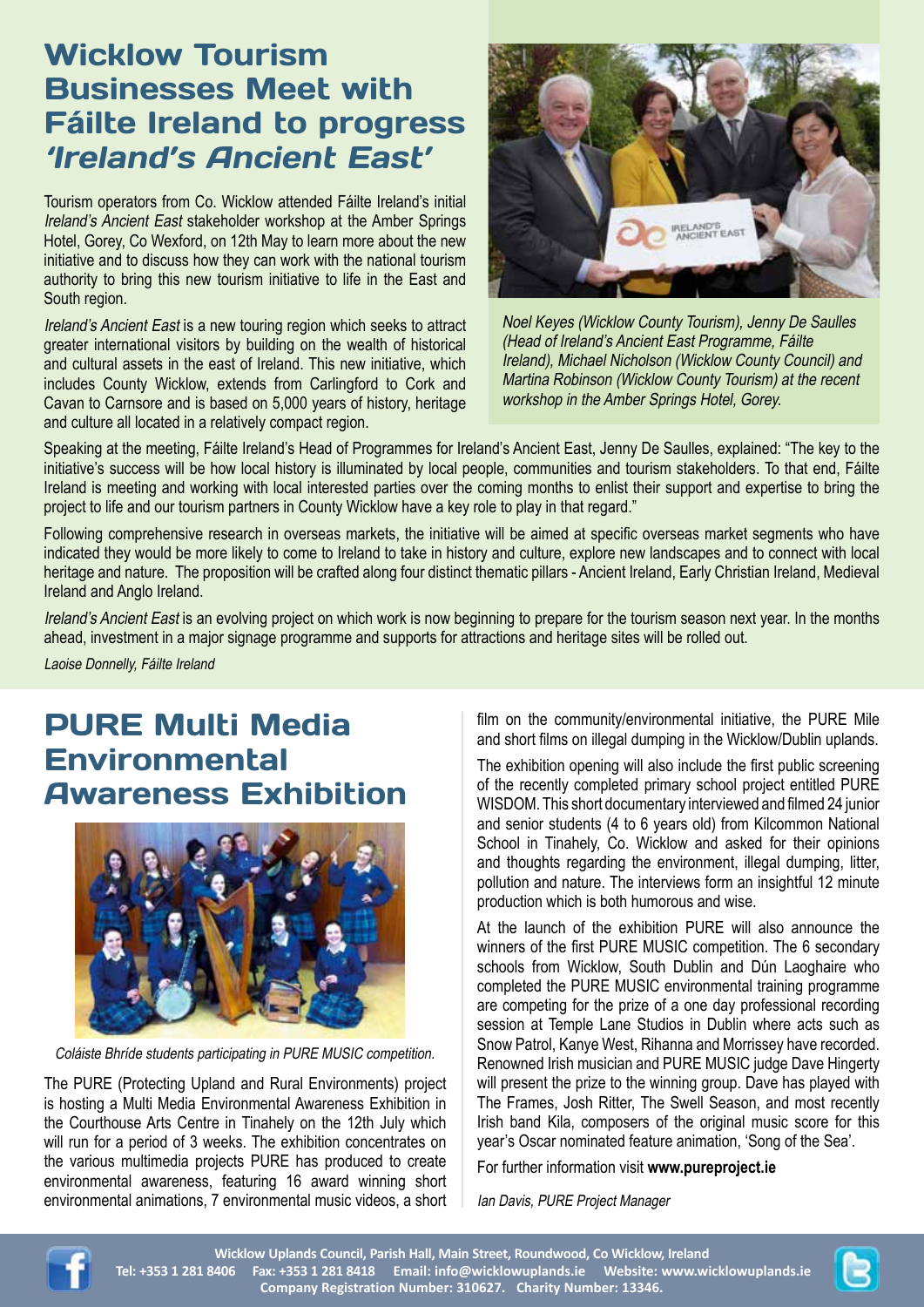# Wicklow Tourism Businesses Meet with Fáilte Ireland to progress *'Ireland's Ancient East'*

Tourism operators from Co. Wicklow attended Fáilte Ireland's initial *Ireland's Ancient East* stakeholder workshop at the Amber Springs Hotel, Gorey, Co Wexford, on 12th May to learn more about the new initiative and to discuss how they can work with the national tourism authority to bring this new tourism initiative to life in the East and South region.

*Ireland's Ancient East* is a new touring region which seeks to attract greater international visitors by building on the wealth of historical and cultural assets in the east of Ireland. This new initiative, which includes County Wicklow, extends from Carlingford to Cork and Cavan to Carnsore and is based on 5,000 years of history, heritage and culture all located in a relatively compact region.

*Noel Keyes (Wicklow County Tourism), Jenny De Saulles (Head of Ireland's Ancient East Programme, Fáilte Ireland), Michael Nicholson (Wicklow County Council) and Martina Robinson (Wicklow County Tourism) at the recent workshop in the Amber Springs Hotel, Gorey.*

Speaking at the meeting, Fáilte Ireland's Head of Programmes for Ireland's Ancient East, Jenny De Saulles, explained: "The key to the initiative's success will be how local history is illuminated by local people, communities and tourism stakeholders. To that end, Fáilte Ireland is meeting and working with local interested parties over the coming months to enlist their support and expertise to bring the project to life and our tourism partners in County Wicklow have a key role to play in that regard."

Following comprehensive research in overseas markets, the initiative will be aimed at specific overseas market segments who have indicated they would be more likely to come to Ireland to take in history and culture, explore new landscapes and to connect with local heritage and nature. The proposition will be crafted along four distinct thematic pillars - Ancient Ireland, Early Christian Ireland, Medieval Ireland and Anglo Ireland.

*Ireland's Ancient East* is an evolving project on which work is now beginning to prepare for the tourism season next year. In the months ahead, investment in a major signage programme and supports for attractions and heritage sites will be rolled out.

*Laoise Donnelly, Fáilte Ireland*

# PURE Multi Media Environmental Awareness Exhibition

*Coláiste Bhríde students participating in PURE MUSIC competition.*

The PURE (Protecting Upland and Rural Environments) project is hosting a Multi Media Environmental Awareness Exhibition in the Courthouse Arts Centre in Tinahely on the 12th July which will run for a period of 3 weeks. The exhibition concentrates on the various multimedia projects PURE has produced to create environmental awareness, featuring 16 award winning short environmental animations, 7 environmental music videos, a short film on the community/environmental initiative, the PURE Mile and short films on illegal dumping in the Wicklow/Dublin uplands.

The exhibition opening will also include the first public screening of the recently completed primary school project entitled PURE WISDOM. This short documentary interviewed and filmed 24 junior and senior students (4 to 6 years old) from Kilcommon National School in Tinahely, Co. Wicklow and asked for their opinions and thoughts regarding the environment, illegal dumping, litter, pollution and nature. The interviews form an insightful 12 minute production which is both humorous and wise.

At the launch of the exhibition PURE will also announce the winners of the first PURE MUSIC competition. The 6 secondary schools from Wicklow, South Dublin and Dún Laoghaire who completed the PURE MUSIC environmental training programme are competing for the prize of a one day professional recording session at Temple Lane Studios in Dublin where acts such as Snow Patrol, Kanye West, Rihanna and Morrissey have recorded. Renowned Irish musician and PURE MUSIC judge Dave Hingerty will present the prize to the winning group. Dave has played with The Frames, Josh Ritter, The Swell Season, and most recently Irish band Kila, composers of the original music score for this year's Oscar nominated feature animation, 'Song of the Sea'.

For further information visit **www.pureproject.ie**

*Ian Davis, PURE Project Manager*

**Wicklow Uplands Council, Parish Hall, Main Street, Roundwood, Co Wicklow, Ireland**
**Tel: +353 1 281 8406 Fax: +353 1 281 8418 Email: info@wicklowuplands.ie Website: www.wicklowuplands.ie**
**Company Registration Number: 310627. Charity Number: 13346.**